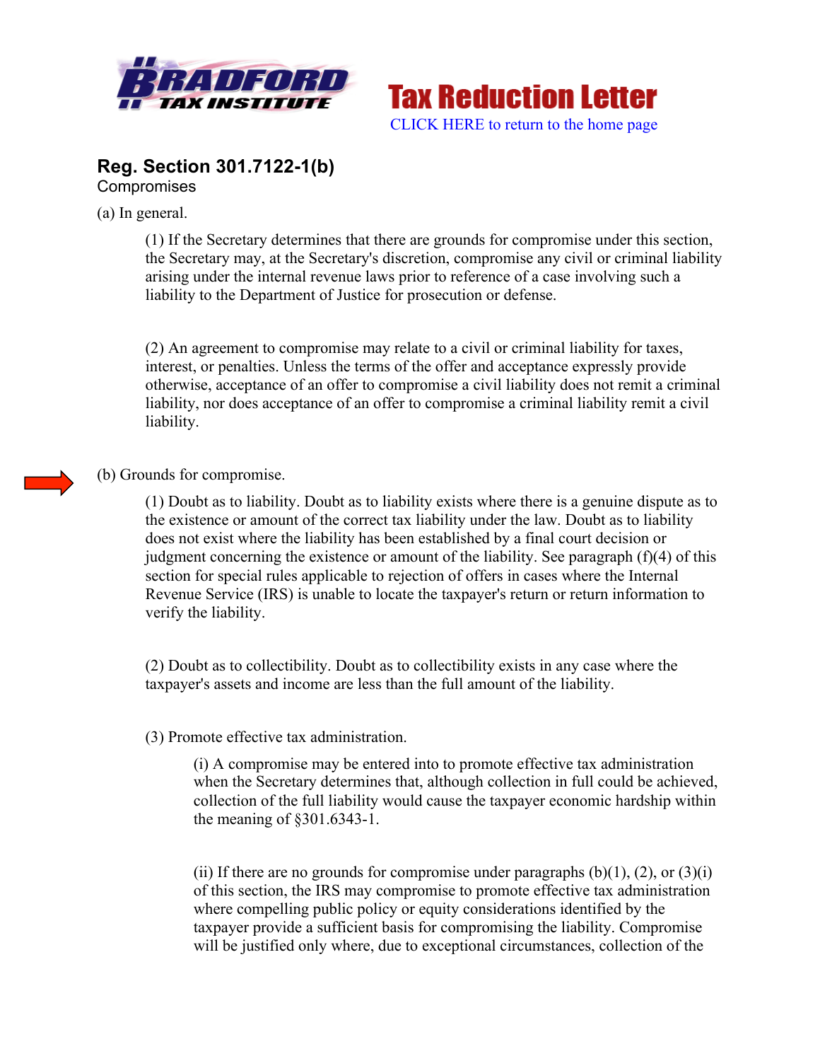Tax Reduction Letter

CLICK HERE to return to the home page

## Reg. Section 301.7122-1(b)

Compromises

(a) In general.

(1) If the Secretary determines that there are grounds for compromise under this section, the Secretary may, at the Secretary's discretion, compromise any civil or criminal liability arising under the internal revenue laws prior to reference of a case involving such a liability to the Department of Justice for prosecution or defense.

(2) An agreement to compromise may relate to a civil or criminal liability for taxes, interest, or penalties. Unless the terms of the offer and acceptance expressly provide otherwise, acceptance of an offer to compromise a civil liability does not remit a criminal liability, nor does acceptance of an offer to compromise a criminal liability remit a civil liability.

(b) Grounds for compromise.

(1) Doubt as to liability. Doubt as to liability exists where there is a genuine dispute as to the existence or amount of the correct tax liability under the law. Doubt as to liability does not exist where the liability has been established by a final court decision or judgment concerning the existence or amount of the liability. See paragraph (f)(4) of this section for special rules applicable to rejection of offers in cases where the Internal Revenue Service (IRS) is unable to locate the taxpayer's return or return information to verify the liability.

(2) Doubt as to collectibility. Doubt as to collectibility exists in any case where the taxpayer's assets and income are less than the full amount of the liability.

(3) Promote effective tax administration.

(i) A compromise may be entered into to promote effective tax administration when the Secretary determines that, although collection in full could be achieved, collection of the full liability would cause the taxpayer economic hardship within the meaning of §301.6343-1.

(ii) If there are no grounds for compromise under paragraphs (b)(1), (2), or (3)(i) of this section, the IRS may compromise to promote effective tax administration where compelling public policy or equity considerations identified by the taxpayer provide a sufficient basis for compromising the liability. Compromise will be justified only where, due to exceptional circumstances, collection of the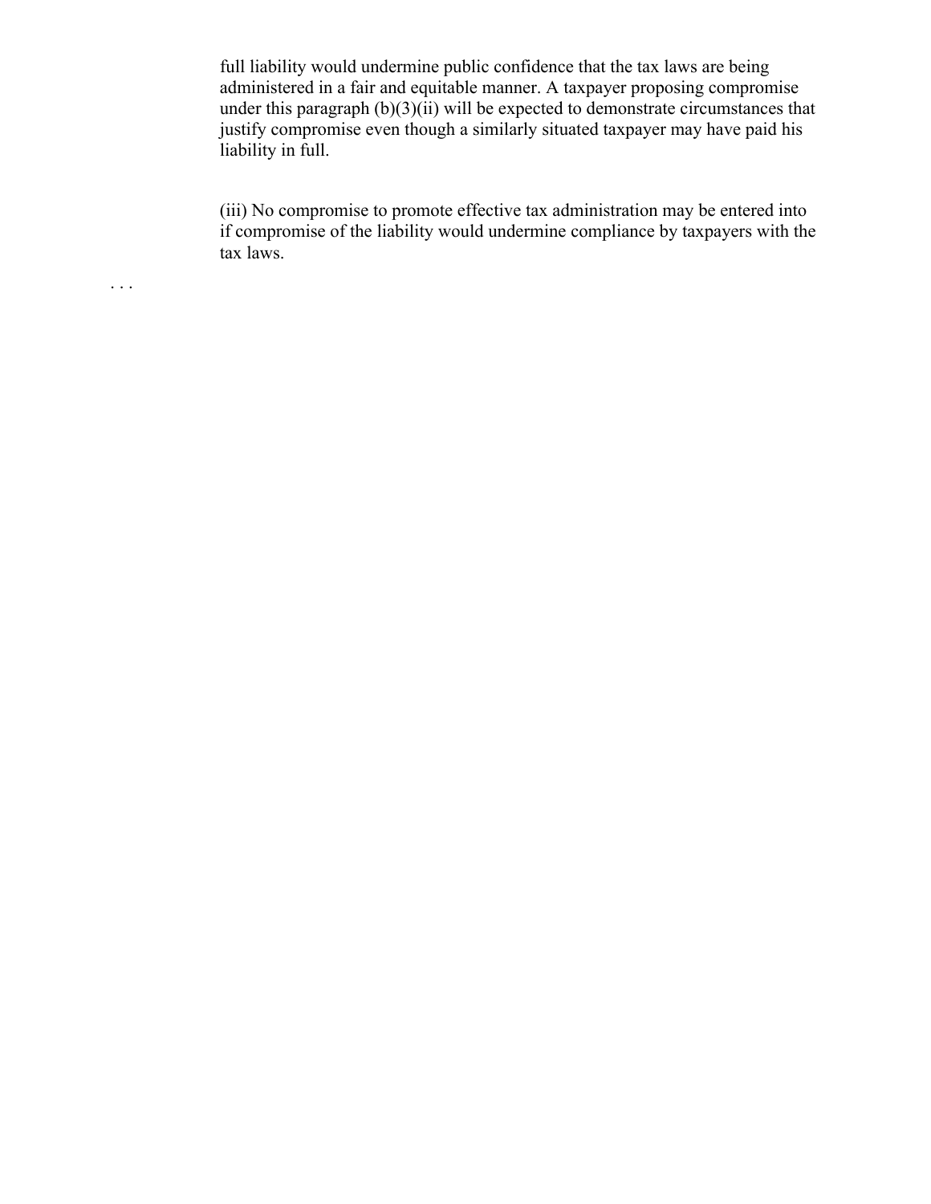full liability would undermine public confidence that the tax laws are being administered in a fair and equitable manner. A taxpayer proposing compromise under this paragraph (b)(3)(ii) will be expected to demonstrate circumstances that justify compromise even though a similarly situated taxpayer may have paid his liability in full.

(iii) No compromise to promote effective tax administration may be entered into if compromise of the liability would undermine compliance by taxpayers with the tax laws.

. . .